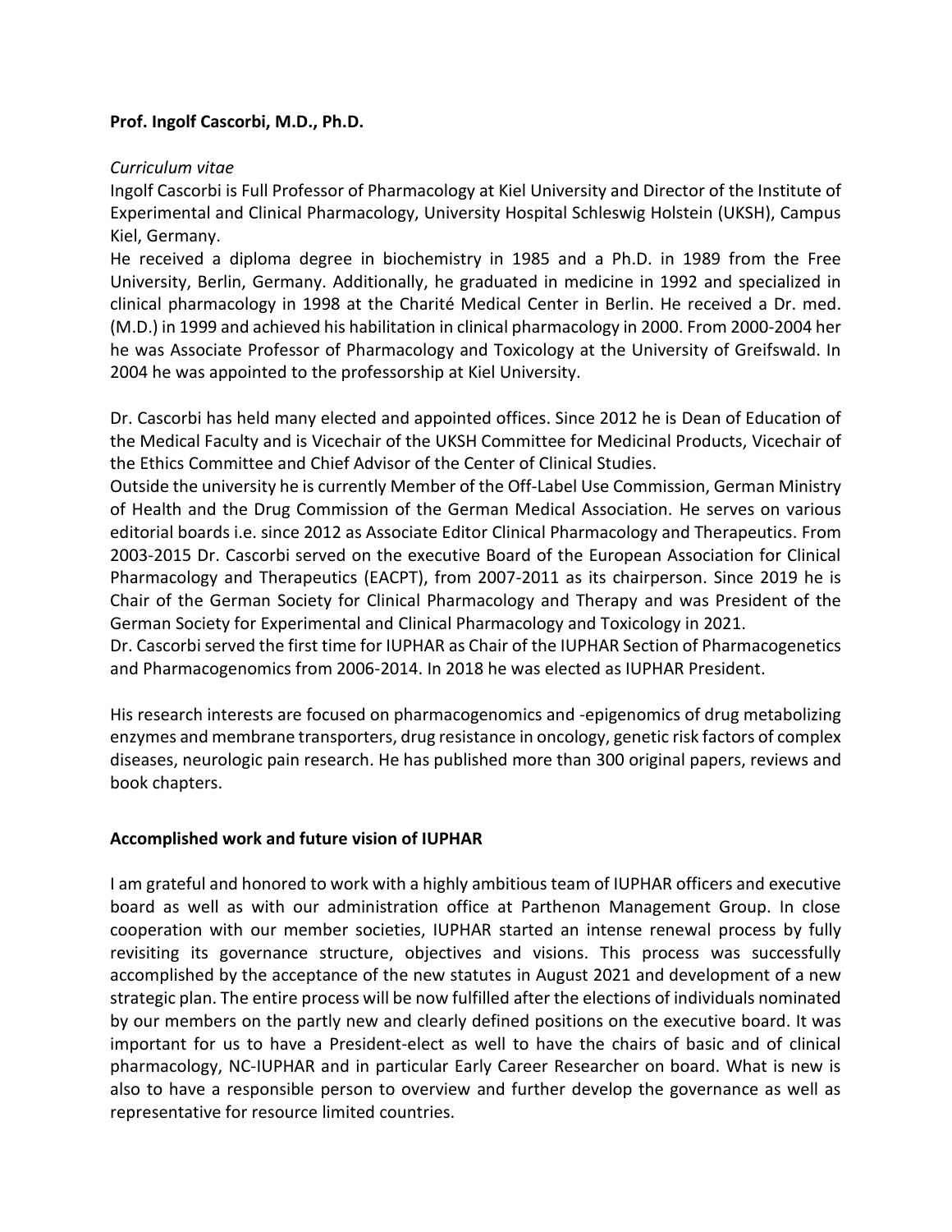**Prof. Ingolf Cascorbi, M.D., Ph.D.**

*Curriculum vitae*

Ingolf Cascorbi is Full Professor of Pharmacology at Kiel University and Director of the Institute of Experimental and Clinical Pharmacology, University Hospital Schleswig Holstein (UKSH), Campus Kiel, Germany.

He received a diploma degree in biochemistry in 1985 and a Ph.D. in 1989 from the Free University, Berlin, Germany. Additionally, he graduated in medicine in 1992 and specialized in clinical pharmacology in 1998 at the Charité Medical Center in Berlin. He received a Dr. med. (M.D.) in 1999 and achieved his habilitation in clinical pharmacology in 2000. From 2000-2004 her he was Associate Professor of Pharmacology and Toxicology at the University of Greifswald. In 2004 he was appointed to the professorship at Kiel University.

Dr. Cascorbi has held many elected and appointed offices. Since 2012 he is Dean of Education of the Medical Faculty and is Vicechair of the UKSH Committee for Medicinal Products, Vicechair of the Ethics Committee and Chief Advisor of the Center of Clinical Studies.

Outside the university he is currently Member of the Off-Label Use Commission, German Ministry of Health and the Drug Commission of the German Medical Association. He serves on various editorial boards i.e. since 2012 as Associate Editor Clinical Pharmacology and Therapeutics. From 2003-2015 Dr. Cascorbi served on the executive Board of the European Association for Clinical Pharmacology and Therapeutics (EACPT), from 2007-2011 as its chairperson. Since 2019 he is Chair of the German Society for Clinical Pharmacology and Therapy and was President of the German Society for Experimental and Clinical Pharmacology and Toxicology in 2021.

Dr. Cascorbi served the first time for IUPHAR as Chair of the IUPHAR Section of Pharmacogenetics and Pharmacogenomics from 2006-2014. In 2018 he was elected as IUPHAR President.

His research interests are focused on pharmacogenomics and -epigenomics of drug metabolizing enzymes and membrane transporters, drug resistance in oncology, genetic risk factors of complex diseases, neurologic pain research. He has published more than 300 original papers, reviews and book chapters.

**Accomplished work and future vision of IUPHAR**

I am grateful and honored to work with a highly ambitious team of IUPHAR officers and executive board as well as with our administration office at Parthenon Management Group. In close cooperation with our member societies, IUPHAR started an intense renewal process by fully revisiting its governance structure, objectives and visions. This process was successfully accomplished by the acceptance of the new statutes in August 2021 and development of a new strategic plan. The entire process will be now fulfilled after the elections of individuals nominated by our members on the partly new and clearly defined positions on the executive board. It was important for us to have a President-elect as well to have the chairs of basic and of clinical pharmacology, NC-IUPHAR and in particular Early Career Researcher on board. What is new is also to have a responsible person to overview and further develop the governance as well as representative for resource limited countries.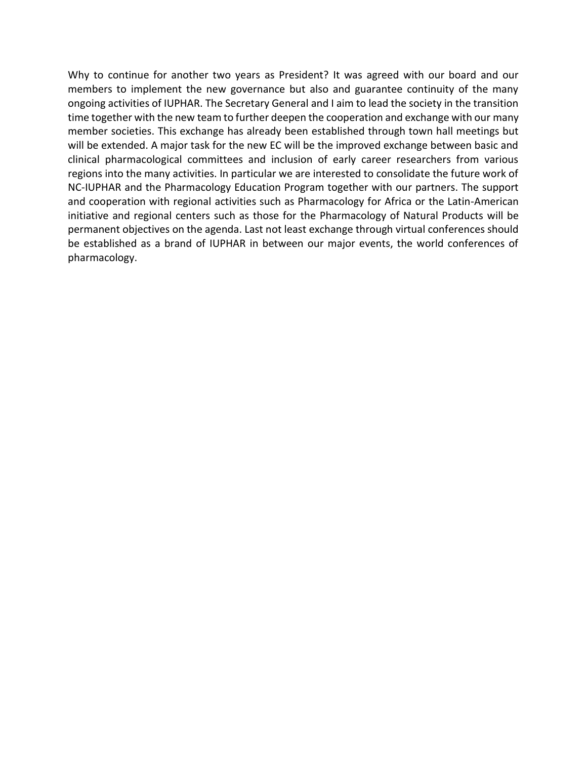Why to continue for another two years as President? It was agreed with our board and our members to implement the new governance but also and guarantee continuity of the many ongoing activities of IUPHAR. The Secretary General and I aim to lead the society in the transition time together with the new team to further deepen the cooperation and exchange with our many member societies. This exchange has already been established through town hall meetings but will be extended. A major task for the new EC will be the improved exchange between basic and clinical pharmacological committees and inclusion of early career researchers from various regions into the many activities. In particular we are interested to consolidate the future work of NC-IUPHAR and the Pharmacology Education Program together with our partners. The support and cooperation with regional activities such as Pharmacology for Africa or the Latin-American initiative and regional centers such as those for the Pharmacology of Natural Products will be permanent objectives on the agenda. Last not least exchange through virtual conferences should be established as a brand of IUPHAR in between our major events, the world conferences of pharmacology.